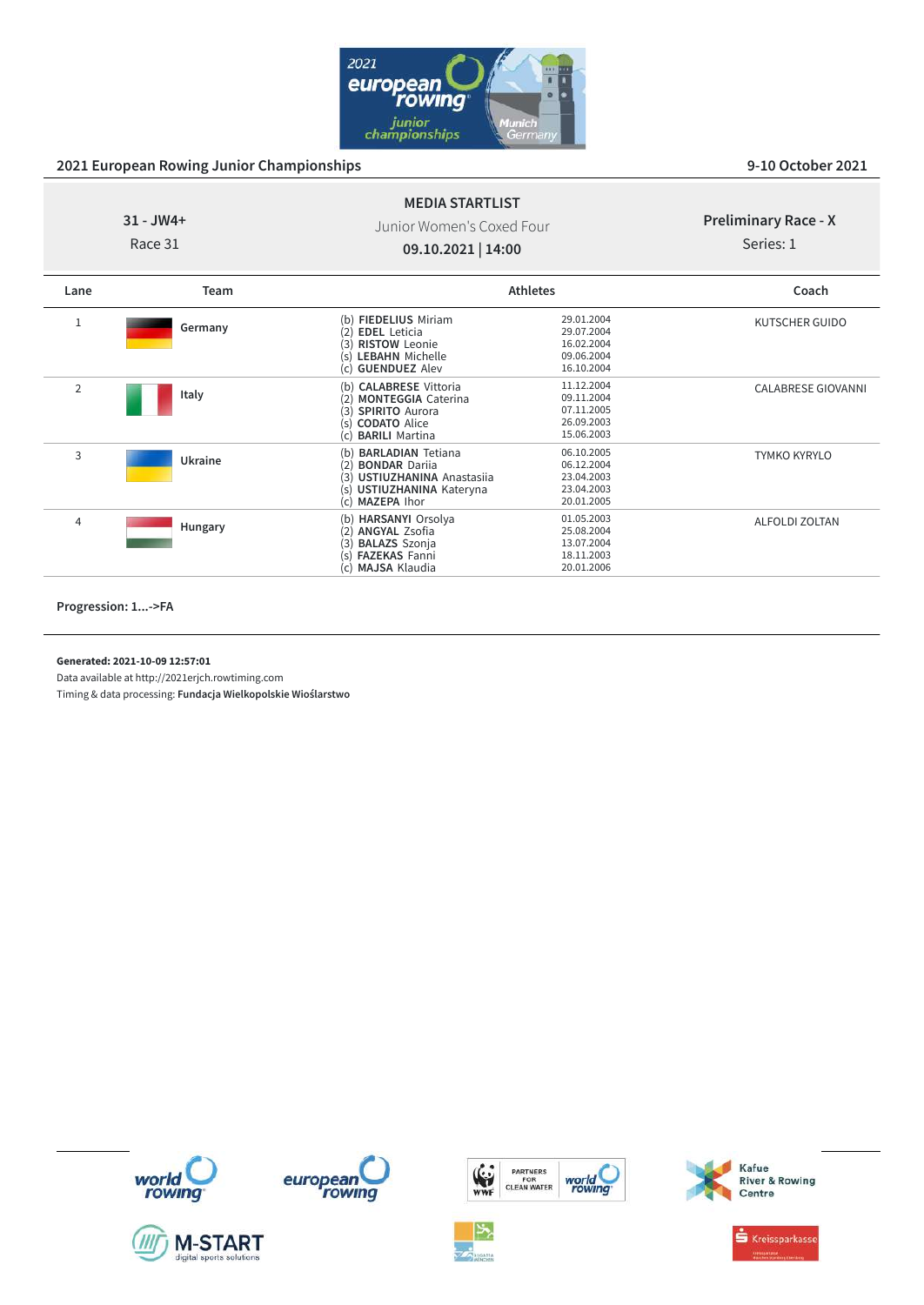## 2021 European Rowing Junior Championships

9-10 October 2021

**MEDIA STARTLIST**

**31 - JW4+**
Race 31

Junior Women's Coxed Four

**09.10.2021 | 14:00**

**Preliminary Race - X**
Series: 1

| Lane | Team | Athletes | | Coach |
|---|---|---|---|---|
| 1 | Germany | (b) **FIEDELIUS** Miriam<br>(2) **EDEL** Leticia<br>(3) **RISTOW** Leonie<br>(s) **LEBAHN** Michelle<br>(c) **GUENDUEZ** Alev | 29.01.2004<br>29.07.2004<br>16.02.2004<br>09.06.2004<br>16.10.2004 | KUTSCHER GUIDO |
| 2 | Italy | (b) **CALABRESE** Vittoria<br>(2) **MONTEGGIA** Caterina<br>(3) **SPIRITO** Aurora<br>(s) **CODATO** Alice<br>(c) **BARILI** Martina | 11.12.2004<br>09.11.2004<br>07.11.2005<br>26.09.2003<br>15.06.2003 | CALABRESE GIOVANNI |
| 3 | Ukraine | (b) **BARLADIAN** Tetiana<br>(2) **BONDAR** Dariia<br>(3) **USTIUZHANINA** Anastasiia<br>(s) **USTIUZHANINA** Kateryna<br>(c) **MAZEPA** Ihor | 06.10.2005<br>06.12.2004<br>23.04.2003<br>23.04.2003<br>20.01.2005 | TYMKO KYRYLO |
| 4 | Hungary | (b) **HARSANYI** Orsolya<br>(2) **ANGYAL** Zsofia<br>(3) **BALAZS** Szonja<br>(s) **FAZEKAS** Fanni<br>(c) **MAJSA** Klaudia | 01.05.2003<br>25.08.2004<br>13.07.2004<br>18.11.2003<br>20.01.2006 | ALFOLDI ZOLTAN |

**Progression: 1...->FA**

**Generated: 2021-10-09 12:57:01**
Data available at http://2021erjch.rowtiming.com
Timing & data processing: **Fundacja Wielkopolskie Wioślarstwo**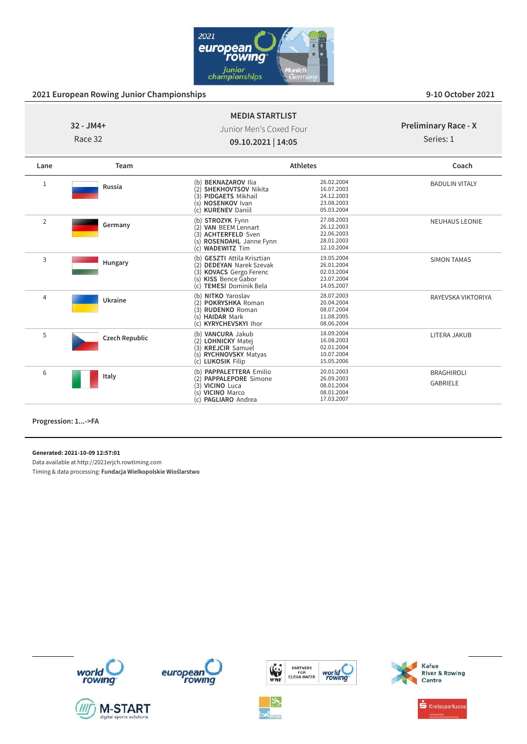## 2021 European Rowing Junior Championships

9-10 October 2021

### MEDIA STARTLIST

**32 - JM4+**
Race 32

Junior Men's Coxed Four
**09.10.2021 | 14:05**

**Preliminary Race - X**
Series: 1

| Lane | Team | Athletes | | Coach |
|---|---|---|---|---|
| 1 | Russia | (b) **BEKNAZAROV** Ilia<br>(2) **SHEKHOVTSOV** Nikita<br>(3) **PIDGAETS** Mikhail<br>(s) **NOSENKOV** Ivan<br>(c) **KURENEV** Daniil | 26.02.2004<br>16.07.2003<br>24.12.2003<br>23.08.2003<br>05.03.2004 | BADULIN VITALY |
| 2 | Germany | (b) **STROZYK** Fynn<br>(2) **VAN** BEEM Lennart<br>(3) **ACHTERFELD** Sven<br>(s) **ROSENDAHL** Janne Fynn<br>(c) **WADEWITZ** Tim | 27.08.2003<br>26.12.2003<br>22.06.2003<br>28.01.2003<br>12.10.2004 | NEUHAUS LEONIE |
| 3 | Hungary | (b) **GESZTI** Attila Krisztian<br>(2) **DEDEYAN** Narek Szevak<br>(3) **KOVACS** Gergo Ferenc<br>(s) **KISS** Bence Gabor<br>(c) **TEMESI** Dominik Bela | 19.05.2004<br>26.01.2004<br>02.03.2004<br>23.07.2004<br>14.05.2007 | SIMON TAMAS |
| 4 | Ukraine | (b) **NITKO** Yaroslav<br>(2) **POKRYSHKA** Roman<br>(3) **RUDENKO** Roman<br>(s) **HAIDAR** Mark<br>(c) **KYRYCHEVSKYI** Ihor | 28.07.2003<br>20.04.2004<br>08.07.2004<br>11.08.2005<br>08.06.2004 | RAYEVSKA VIKTORIYA |
| 5 | Czech Republic | (b) **VANCURA** Jakub<br>(2) **LOHNICKY** Matej<br>(3) **KREJCIR** Samuel<br>(s) **RYCHNOVSKY** Matyas<br>(c) **LUKOSIK** Filip | 18.09.2004<br>16.08.2003<br>02.01.2004<br>10.07.2004<br>15.05.2006 | LITERA JAKUB |
| 6 | Italy | (b) **PAPPALETTERA** Emilio<br>(2) **PAPPALEPORE** Simone<br>(3) **VICINO** Luca<br>(s) **VICINO** Marco<br>(c) **PAGLIARO** Andrea | 20.01.2003<br>26.09.2003<br>08.01.2004<br>08.01.2004<br>17.03.2007 | BRAGHIROLI GABRIELE |

**Progression: 1...->FA**

**Generated: 2021-10-09 12:57:01**
Data available at http://2021erjch.rowtiming.com
Timing & data processing: **Fundacja Wielkopolskie Wioślarstwo**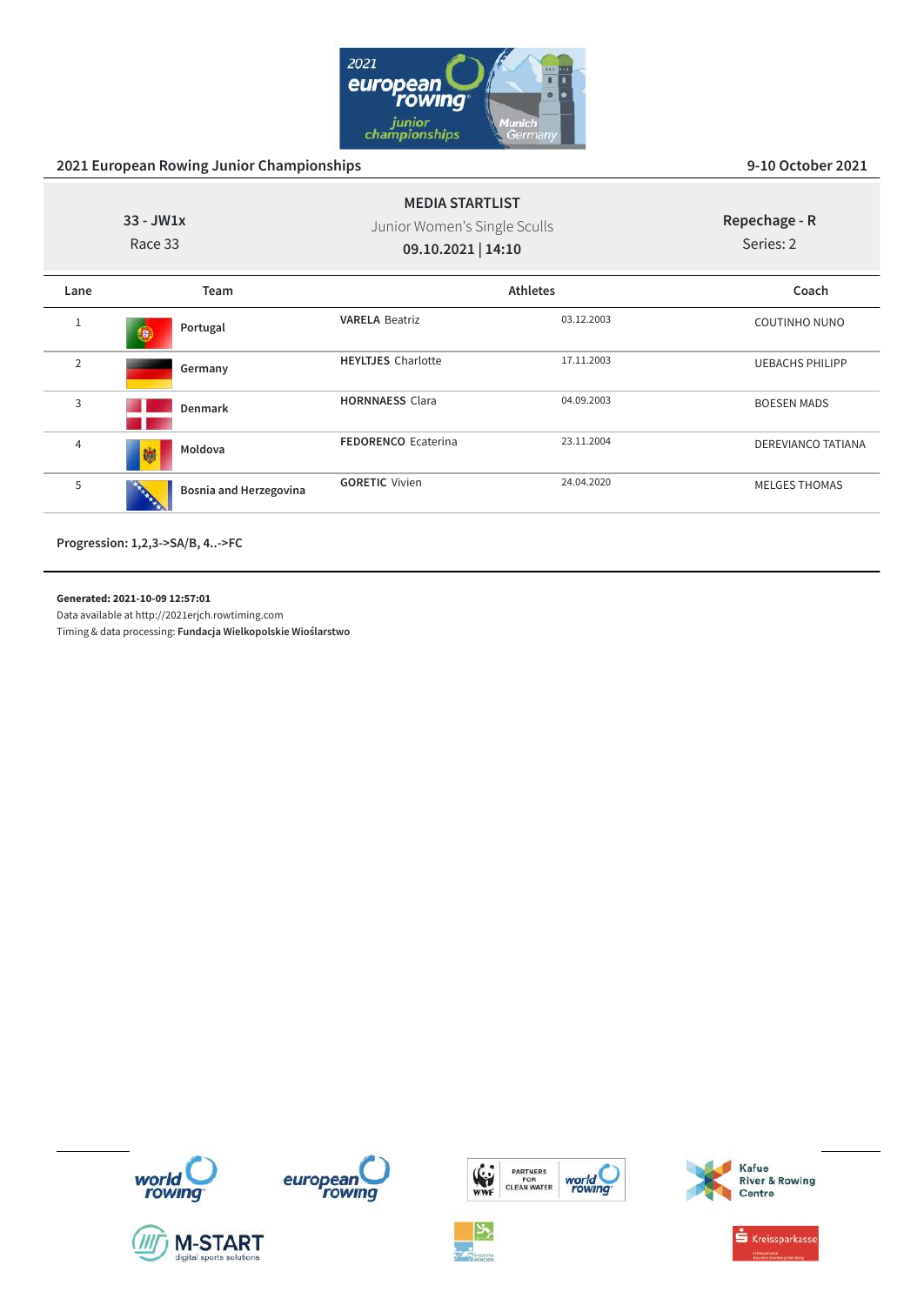## 2021 European Rowing Junior Championships

9-10 October 2021

**MEDIA STARTLIST**

33 - JW1x
Race 33

Junior Women's Single Sculls
**09.10.2021 | 14:10**

Repechage - R
Series: 2

| Lane | Team | Athletes | | Coach |
|---|---|---|---|---|
| 1 | Portugal | **VARELA** Beatriz | 03.12.2003 | COUTINHO NUNO |
| 2 | Germany | **HEYLTJES** Charlotte | 17.11.2003 | UEBACHS PHILIPP |
| 3 | Denmark | **HORNNAESS** Clara | 04.09.2003 | BOESEN MADS |
| 4 | Moldova | **FEDORENCO** Ecaterina | 23.11.2004 | DEREVIANCO TATIANA |
| 5 | Bosnia and Herzegovina | **GORETIC** Vivien | 24.04.2020 | MELGES THOMAS |

**Progression: 1,2,3->SA/B, 4..->FC**

**Generated: 2021-10-09 12:57:01**
Data available at http://2021erjch.rowtiming.com
Timing & data processing: **Fundacja Wielkopolskie Wioślarstwo**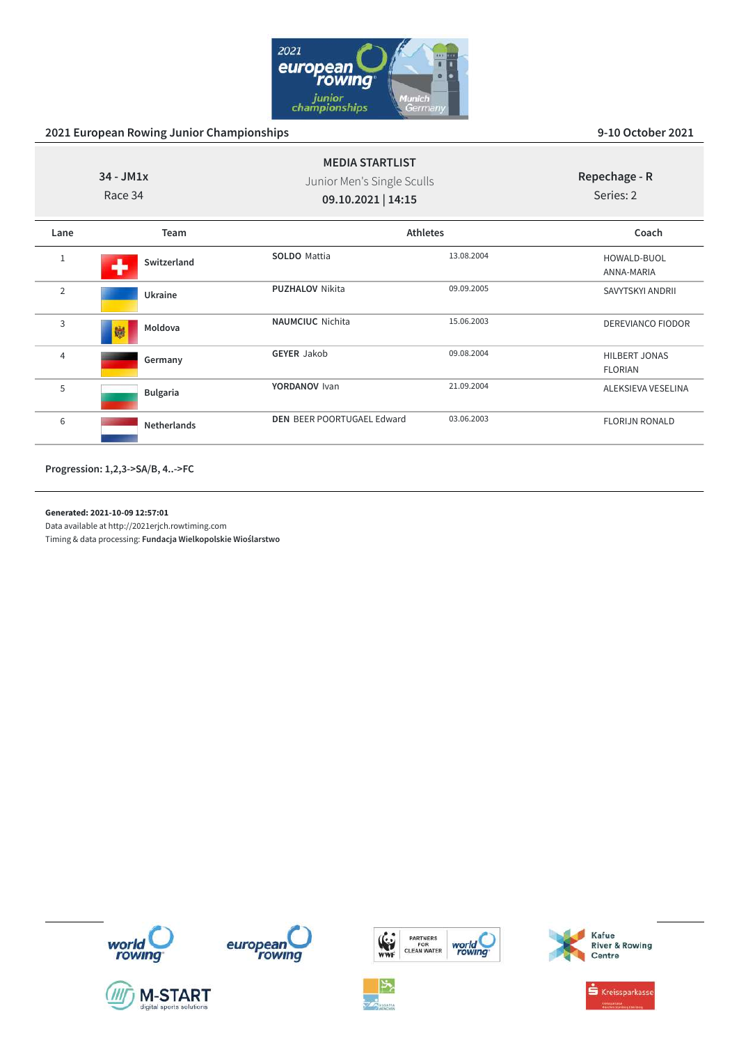## 2021 European Rowing Junior Championships

9-10 October 2021

**34 - JM1x**
Race 34

**MEDIA STARTLIST**
Junior Men's Single Sculls
**09.10.2021 | 14:15**

**Repechage - R**
Series: 2

| Lane | Team | Athletes | | Coach |
|---|---|---|---|---|
| 1 | Switzerland | **SOLDO** Mattia | 13.08.2004 | HOWALD-BUOL ANNA-MARIA |
| 2 | Ukraine | **PUZHALOV** Nikita | 09.09.2005 | SAVYTSKYI ANDRII |
| 3 | Moldova | **NAUMCIUC** Nichita | 15.06.2003 | DEREVIANCO FIODOR |
| 4 | Germany | **GEYER** Jakob | 09.08.2004 | HILBERT JONAS FLORIAN |
| 5 | Bulgaria | **YORDANOV** Ivan | 21.09.2004 | ALEKSIEVA VESELINA |
| 6 | Netherlands | **DEN** BEER POORTUGAEL Edward | 03.06.2003 | FLORIJN RONALD |

**Progression: 1,2,3->SA/B, 4..->FC**

**Generated: 2021-10-09 12:57:01**
Data available at http://2021erjch.rowtiming.com
Timing & data processing: **Fundacja Wielkopolskie Wioślarstwo**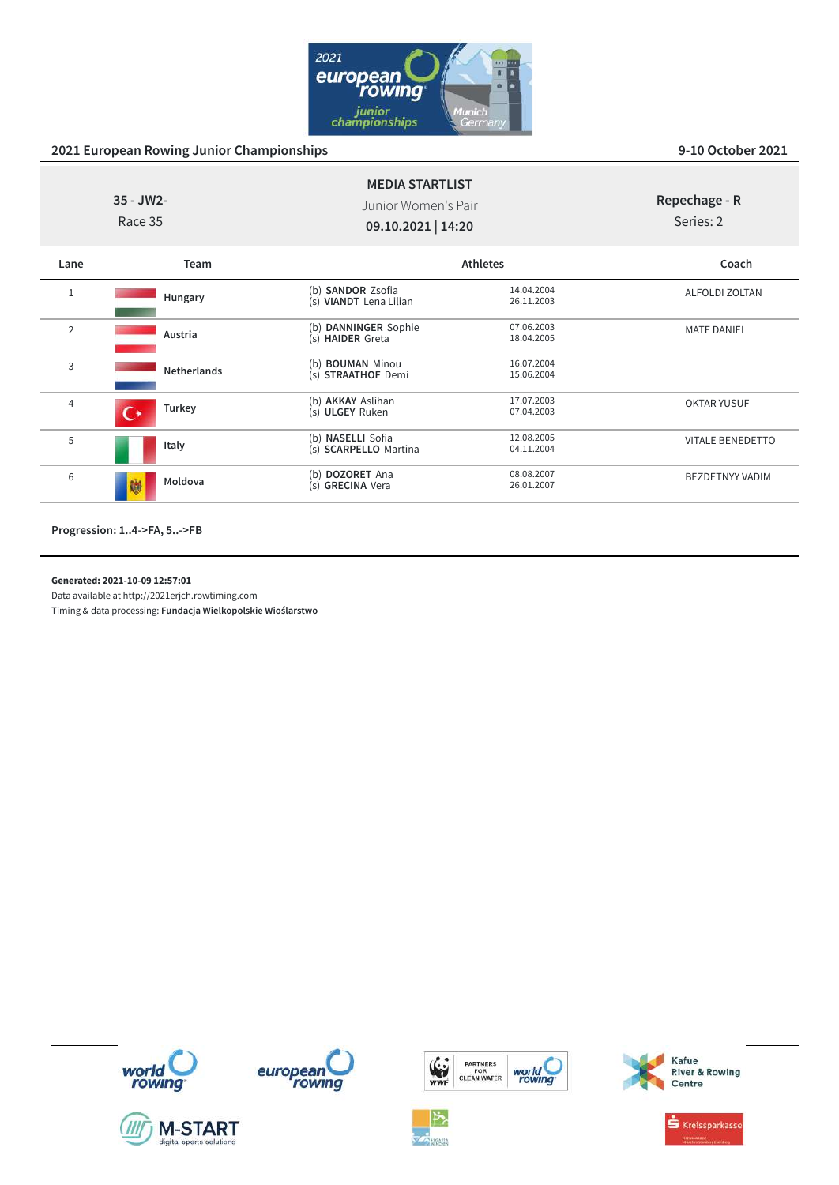## 2021 European Rowing Junior Championships

9-10 October 2021

**MEDIA STARTLIST**

Junior Women's Pair

**09.10.2021 | 14:20**

**35 - JW2-**

Race 35

**Repechage - R**

Series: 2

| Lane | Team | Athletes | | Coach |
|---|---|---|---|---|
| 1 | Hungary | (b) **SANDOR** Zsofia<br>(s) **VIANDT** Lena Lilian | 14.04.2004<br>26.11.2003 | ALFOLDI ZOLTAN |
| 2 | Austria | (b) **DANNINGER** Sophie<br>(s) **HAIDER** Greta | 07.06.2003<br>18.04.2005 | MATE DANIEL |
| 3 | Netherlands | (b) **BOUMAN** Minou<br>(s) **STRAATHOF** Demi | 16.07.2004<br>15.06.2004 | |
| 4 | Turkey | (b) **AKKAY** Aslihan<br>(s) **ULGEY** Ruken | 17.07.2003<br>07.04.2003 | OKTAR YUSUF |
| 5 | Italy | (b) **NASELLI** Sofia<br>(s) **SCARPELLO** Martina | 12.08.2005<br>04.11.2004 | VITALE BENEDETTO |
| 6 | Moldova | (b) **DOZORET** Ana<br>(s) **GRECINA** Vera | 08.08.2007<br>26.01.2007 | BEZDETNYY VADIM |

**Progression: 1..4->FA, 5..->FB**

**Generated: 2021-10-09 12:57:01**

Data available at http://2021erjch.rowtiming.com

Timing & data processing: **Fundacja Wielkopolskie Wioślarstwo**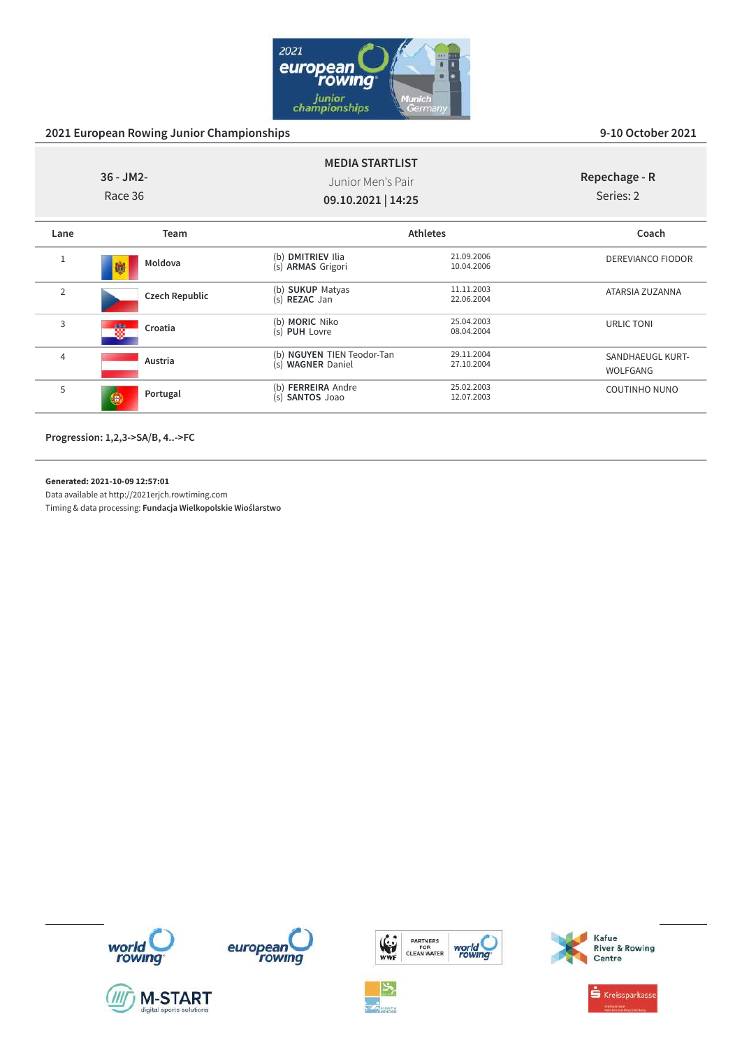## 2021 European Rowing Junior Championships

9-10 October 2021

**MEDIA STARTLIST**

Junior Men's Pair

**09.10.2021 | 14:25**

36 - JM2-

Race 36

**Repechage - R**

Series: 2

| Lane | Team | Athletes | | Coach |
|---|---|---|---|---|
| 1 | Moldova | (b) **DMITRIEV** Ilia<br>(s) **ARMAS** Grigori | 21.09.2006<br>10.04.2006 | DEREVIANCO FIODOR |
| 2 | Czech Republic | (b) **SUKUP** Matyas<br>(s) **REZAC** Jan | 11.11.2003<br>22.06.2004 | ATARSIA ZUZANNA |
| 3 | Croatia | (b) **MORIC** Niko<br>(s) **PUH** Lovre | 25.04.2003<br>08.04.2004 | URLIC TONI |
| 4 | Austria | (b) **NGUYEN** TIEN Teodor-Tan<br>(s) **WAGNER** Daniel | 29.11.2004<br>27.10.2004 | SANDHAEUGL KURT-WOLFGANG |
| 5 | Portugal | (b) **FERREIRA** Andre<br>(s) **SANTOS** Joao | 25.02.2003<br>12.07.2003 | COUTINHO NUNO |

**Progression: 1,2,3->SA/B, 4..->FC**

**Generated: 2021-10-09 12:57:01**

Data available at http://2021erjch.rowtiming.com

Timing & data processing: **Fundacja Wielkopolskie Wioślarstwo**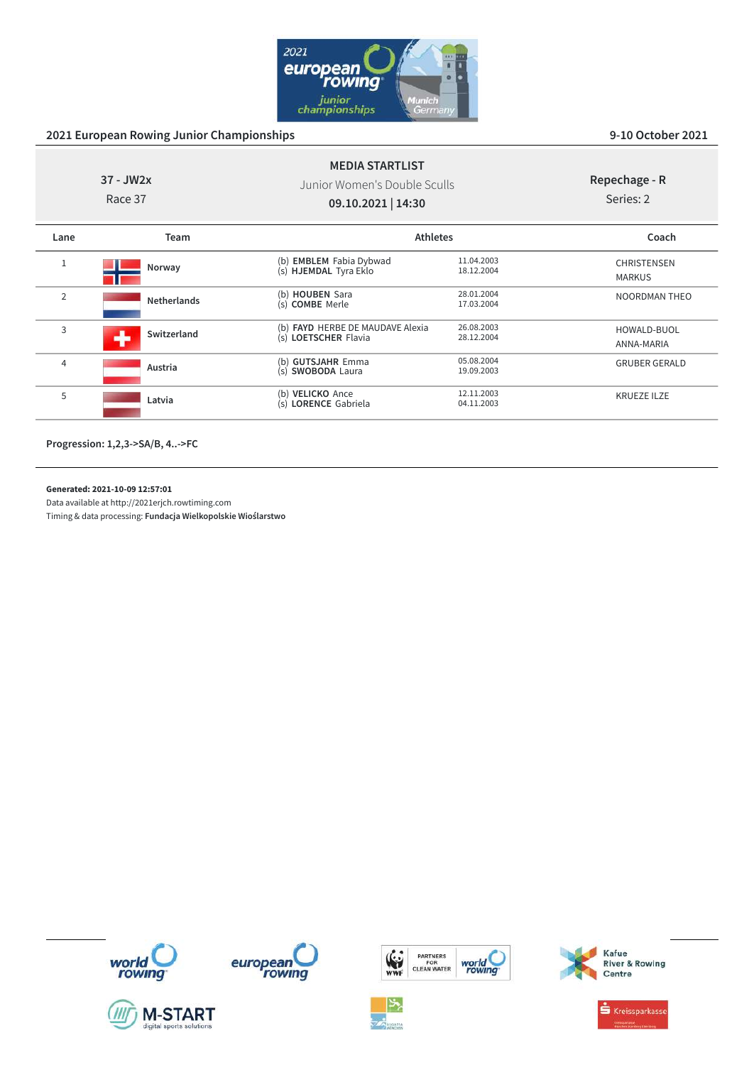## 2021 European Rowing Junior Championships

9-10 October 2021

**MEDIA STARTLIST**

37 - JW2x
Race 37

Junior Women's Double Sculls

**09.10.2021 | 14:30**

**Repechage - R**
Series: 2

| Lane | Team | Athletes | | Coach |
|---|---|---|---|---|
| 1 | **Norway** | (b) **EMBLEM** Fabia Dybwad<br>(s) **HJEMDAL** Tyra Eklo | 11.04.2003<br>18.12.2004 | CHRISTENSEN MARKUS |
| 2 | **Netherlands** | (b) **HOUBEN** Sara<br>(s) **COMBE** Merle | 28.01.2004<br>17.03.2004 | NOORDMAN THEO |
| 3 | **Switzerland** | (b) **FAYD** HERBE DE MAUDAVE Alexia<br>(s) **LOETSCHER** Flavia | 26.08.2003<br>28.12.2004 | HOWALD-BUOL ANNA-MARIA |
| 4 | **Austria** | (b) **GUTSJAHR** Emma<br>(s) **SWOBODA** Laura | 05.08.2004<br>19.09.2003 | GRUBER GERALD |
| 5 | **Latvia** | (b) **VELICKO** Ance<br>(s) **LORENCE** Gabriela | 12.11.2003<br>04.11.2003 | KRUEZE ILZE |

**Progression: 1,2,3->SA/B, 4..->FC**

**Generated: 2021-10-09 12:57:01**
Data available at http://2021erjch.rowtiming.com
Timing & data processing: **Fundacja Wielkopolskie Wioślarstwo**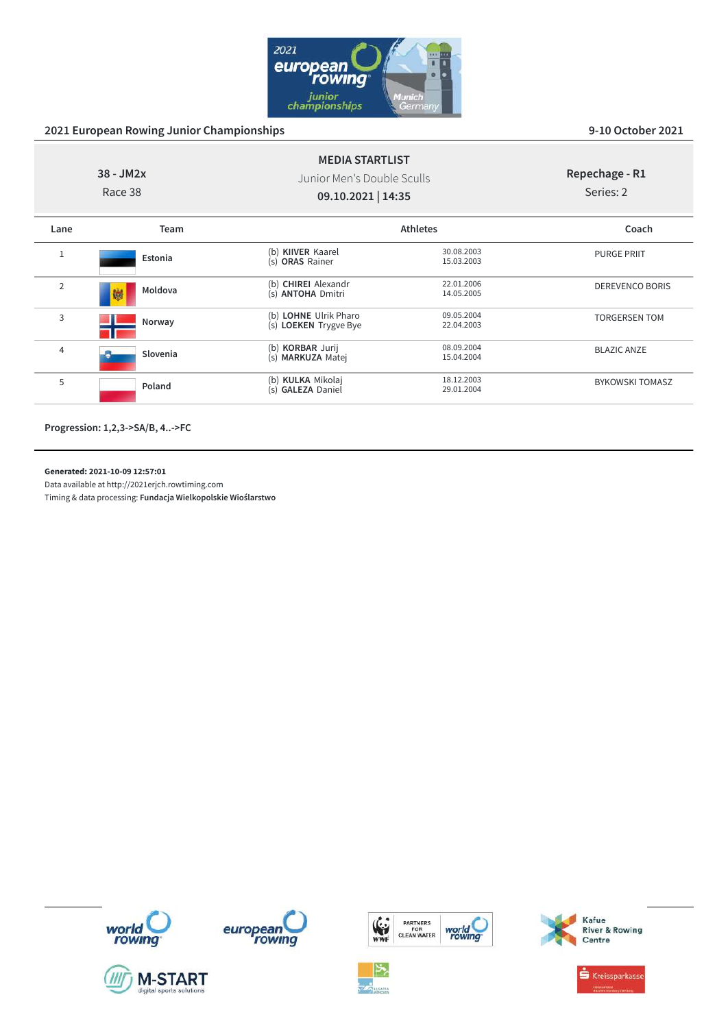2021 European Rowing Junior Championships

9-10 October 2021

**MEDIA STARTLIST**

38 - JM2x
Race 38

Junior Men's Double Sculls
**09.10.2021 | 14:35**

Repechage - R1
Series: 2

| Lane | Team | Athletes | | Coach |
|---|---|---|---|---|
| 1 | Estonia | (b) **KIIVER** Kaarel<br>(s) **ORAS** Rainer | 30.08.2003<br>15.03.2003 | PURGE PRIIT |
| 2 | Moldova | (b) **CHIREI** Alexandr<br>(s) **ANTOHA** Dmitri | 22.01.2006<br>14.05.2005 | DEREVENCO BORIS |
| 3 | Norway | (b) **LOHNE** Ulrik Pharo<br>(s) **LOEKEN** Trygve Bye | 09.05.2004<br>22.04.2003 | TORGERSEN TOM |
| 4 | Slovenia | (b) **KORBAR** Jurij<br>(s) **MARKUZA** Matej | 08.09.2004<br>15.04.2004 | BLAZIC ANZE |
| 5 | Poland | (b) **KULKA** Mikolaj<br>(s) **GALEZA** Daniel | 18.12.2003<br>29.01.2004 | BYKOWSKI TOMASZ |

**Progression: 1,2,3->SA/B, 4..->FC**

**Generated: 2021-10-09 12:57:01**
Data available at http://2021erjch.rowtiming.com
Timing & data processing: **Fundacja Wielkopolskie Wioślarstwo**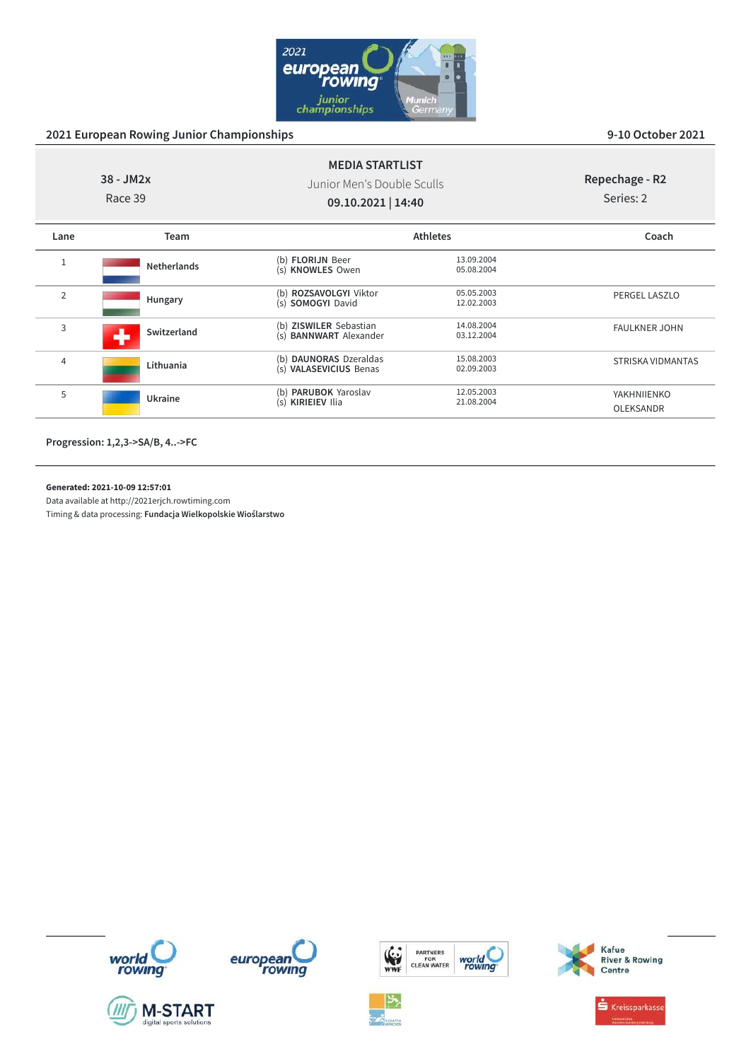2021 European Rowing Junior Championships

9-10 October 2021

**38 - JM2x**
Race 39

**MEDIA STARTLIST**
Junior Men's Double Sculls
**09.10.2021 | 14:40**

**Repechage - R2**
Series: 2

| Lane | Team | Athletes | | Coach |
|---|---|---|---|---|
| 1 | Netherlands | (b) **FLORIJN** Beer<br>(s) **KNOWLES** Owen | 13.09.2004<br>05.08.2004 | |
| 2 | Hungary | (b) **ROZSAVOLGYI** Viktor<br>(s) **SOMOGYI** David | 05.05.2003<br>12.02.2003 | PERGEL LASZLO |
| 3 | Switzerland | (b) **ZISWILER** Sebastian<br>(s) **BANNWART** Alexander | 14.08.2004<br>03.12.2004 | FAULKNER JOHN |
| 4 | Lithuania | (b) **DAUNORAS** Dzeraldas<br>(s) **VALASEVICIUS** Benas | 15.08.2003<br>02.09.2003 | STRISKA VIDMANTAS |
| 5 | Ukraine | (b) **PARUBOK** Yaroslav<br>(s) **KIRIEIEV** Ilia | 12.05.2003<br>21.08.2004 | YAKHNIIENKO OLEKSANDR |

**Progression: 1,2,3->SA/B, 4..->FC**

**Generated: 2021-10-09 12:57:01**
Data available at http://2021erjch.rowtiming.com
Timing & data processing: **Fundacja Wielkopolskie Wioślarstwo**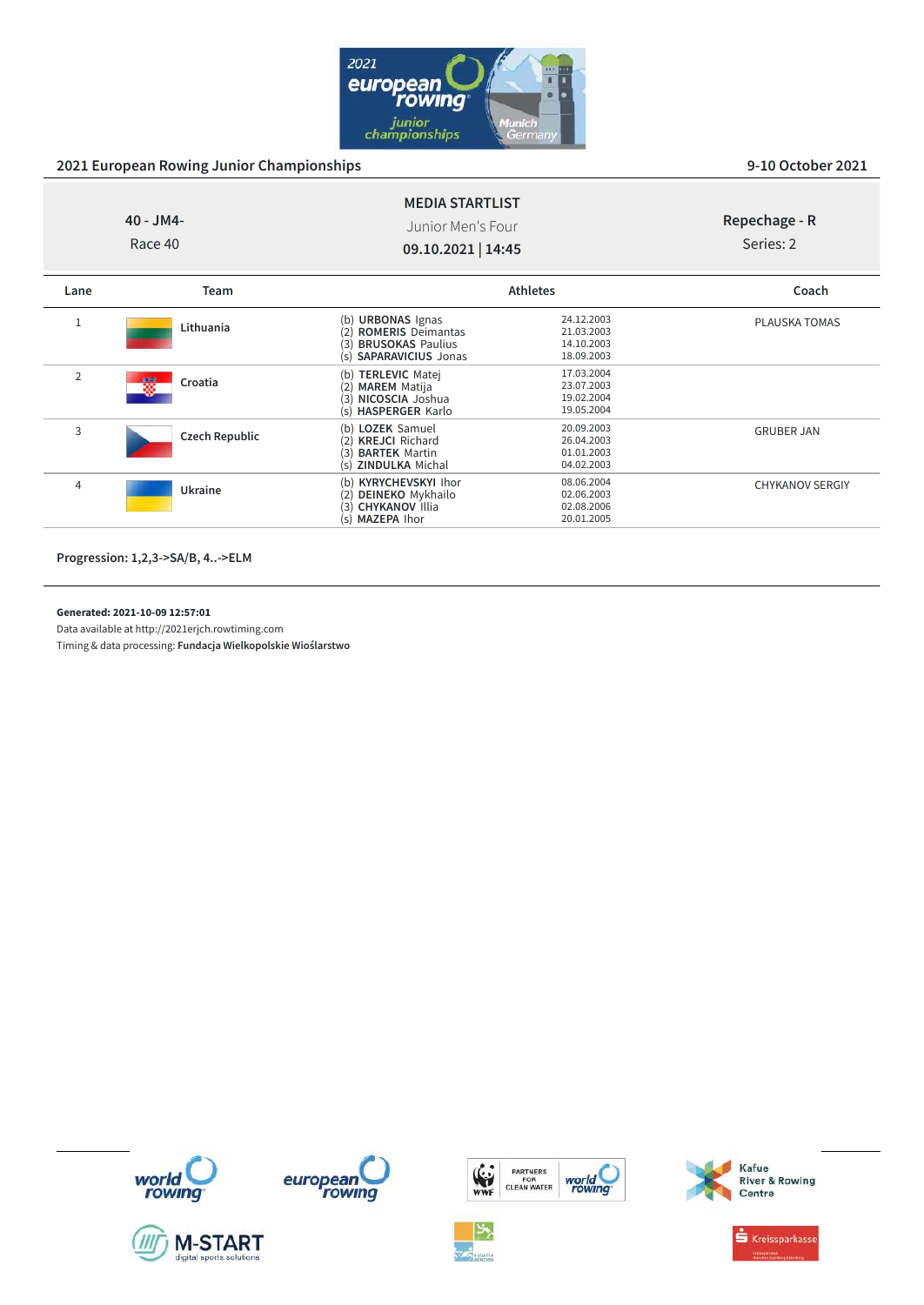## 2021 European Rowing Junior Championships

9-10 October 2021

**MEDIA STARTLIST**

**40 - JM4-**
Race 40

Junior Men's Four

**09.10.2021 | 14:45**

**Repechage - R**
Series: 2

| Lane | Team | Athletes | | Coach |
|---|---|---|---|---|
| 1 | **Lithuania** | (b) **URBONAS** Ignas<br>(2) **ROMERIS** Deimantas<br>(3) **BRUSOKAS** Paulius<br>(s) **SAPARAVICIUS** Jonas | 24.12.2003<br>21.03.2003<br>14.10.2003<br>18.09.2003 | PLAUSKA TOMAS |
| 2 | **Croatia** | (b) **TERLEVIC** Matej<br>(2) **MAREM** Matija<br>(3) **NICOSCIA** Joshua<br>(s) **HASPERGER** Karlo | 17.03.2004<br>23.07.2003<br>19.02.2004<br>19.05.2004 | |
| 3 | **Czech Republic** | (b) **LOZEK** Samuel<br>(2) **KREJCI** Richard<br>(3) **BARTEK** Martin<br>(s) **ZINDULKA** Michal | 20.09.2003<br>26.04.2003<br>01.01.2003<br>04.02.2003 | GRUBER JAN |
| 4 | **Ukraine** | (b) **KYRYCHEVSKYI** Ihor<br>(2) **DEINEKO** Mykhailo<br>(3) **CHYKANOV** Illia<br>(s) **MAZEPA** Ihor | 08.06.2004<br>02.06.2003<br>02.08.2006<br>20.01.2005 | CHYKANOV SERGIY |

**Progression: 1,2,3->SA/B, 4..->ELM**

**Generated: 2021-10-09 12:57:01**
Data available at http://2021erjch.rowtiming.com
Timing & data processing: **Fundacja Wielkopolskie Wioślarstwo**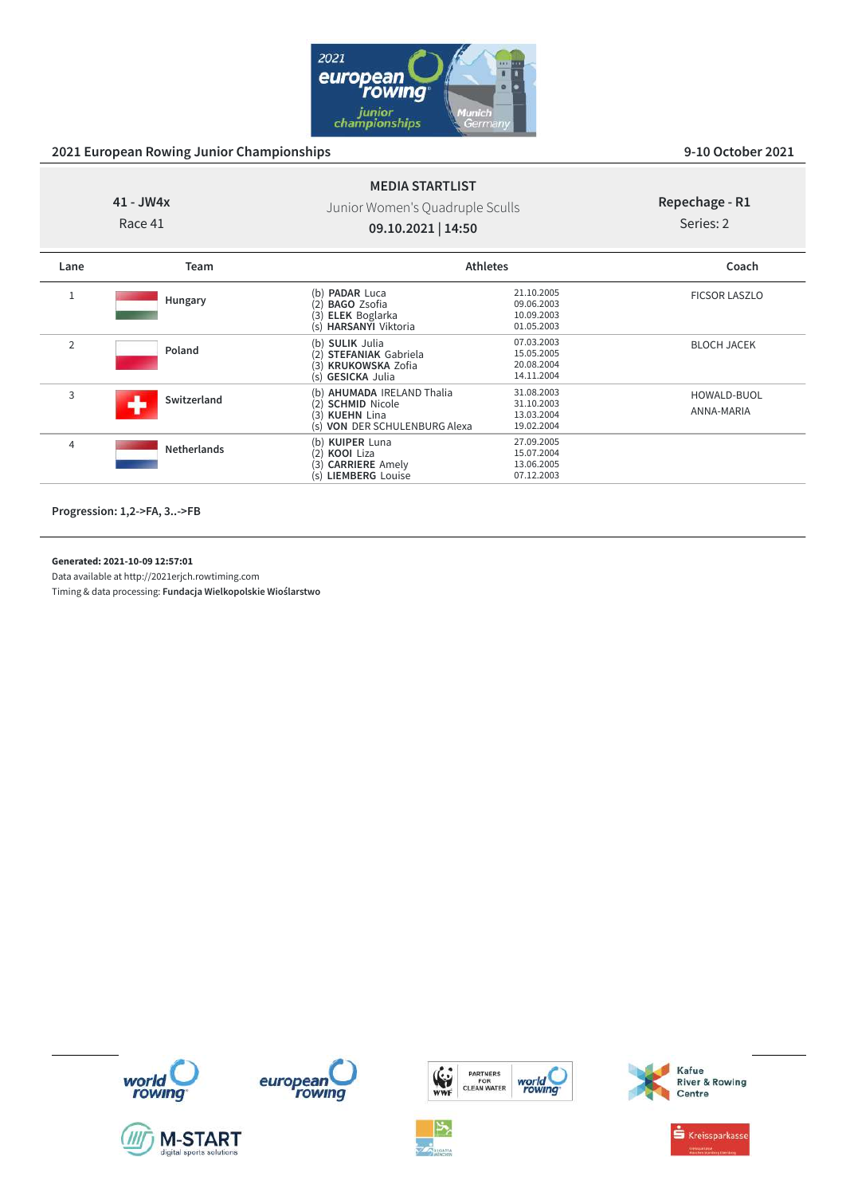## 2021 European Rowing Junior Championships

9-10 October 2021

**41 - JW4x**
Race 41

**MEDIA STARTLIST**
Junior Women's Quadruple Sculls
**09.10.2021 | 14:50**

**Repechage - R1**
Series: 2

| Lane | Team | Athletes | | Coach |
|---|---|---|---|---|
| 1 | Hungary | (b) **PADAR** Luca<br>(2) **BAGO** Zsofia<br>(3) **ELEK** Boglarka<br>(s) **HARSANYI** Viktoria | 21.10.2005<br>09.06.2003<br>10.09.2003<br>01.05.2003 | FICSOR LASZLO |
| 2 | Poland | (b) **SULIK** Julia<br>(2) **STEFANIAK** Gabriela<br>(3) **KRUKOWSKA** Zofia<br>(s) **GESICKA** Julia | 07.03.2003<br>15.05.2005<br>20.08.2004<br>14.11.2004 | BLOCH JACEK |
| 3 | Switzerland | (b) **AHUMADA** IRELAND Thalia<br>(2) **SCHMID** Nicole<br>(3) **KUEHN** Lina<br>(s) **VON** DER SCHULENBURG Alexa | 31.08.2003<br>31.10.2003<br>13.03.2004<br>19.02.2004 | HOWALD-BUOL ANNA-MARIA |
| 4 | Netherlands | (b) **KUIPER** Luna<br>(2) **KOOI** Liza<br>(3) **CARRIERE** Amely<br>(s) **LIEMBERG** Louise | 27.09.2005<br>15.07.2004<br>13.06.2005<br>07.12.2003 | |

**Progression: 1,2->FA, 3..->FB**

**Generated: 2021-10-09 12:57:01**
Data available at http://2021erjch.rowtiming.com
Timing & data processing: **Fundacja Wielkopolskie Wioślarstwo**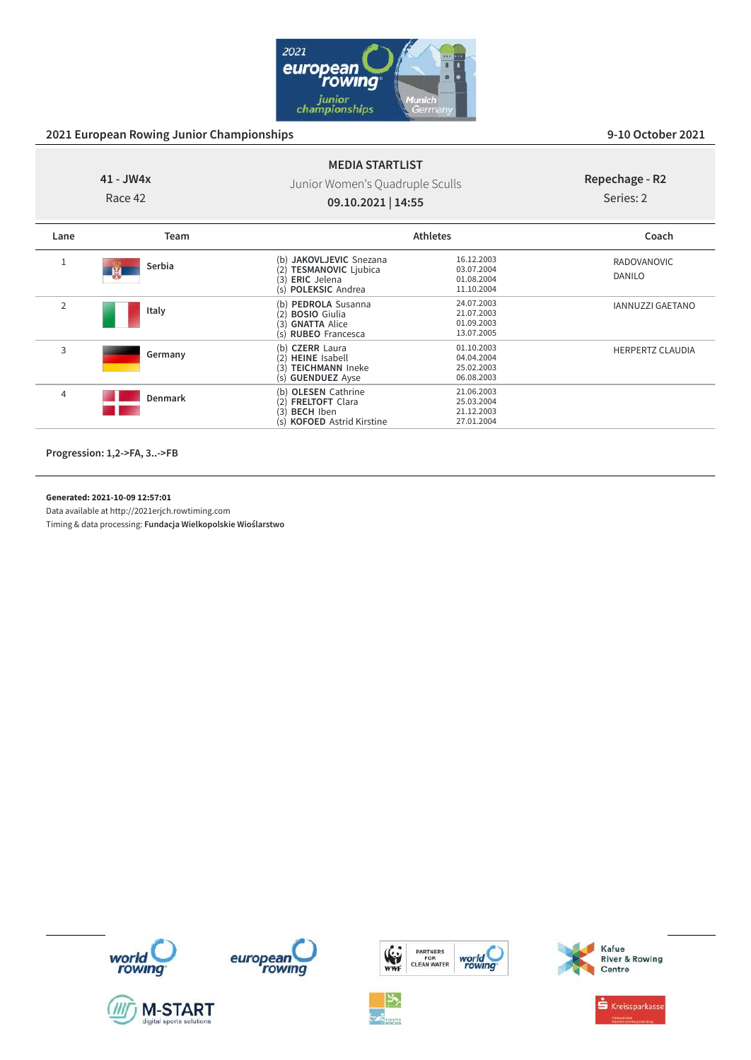## 2021 European Rowing Junior Championships

9-10 October 2021

**MEDIA STARTLIST**

41 - JW4x
Race 42

Junior Women's Quadruple Sculls

**09.10.2021 | 14:55**

Repechage - R2
Series: 2

| Lane | Team | Athletes | | Coach |
|---|---|---|---|---|
| 1 | Serbia | (b) **JAKOVLJEVIC** Snezana<br>(2) **TESMANOVIC** Ljubica<br>(3) **ERIC** Jelena<br>(s) **POLEKSIC** Andrea | 16.12.2003<br>03.07.2004<br>01.08.2004<br>11.10.2004 | RADOVANOVIC DANILO |
| 2 | Italy | (b) **PEDROLA** Susanna<br>(2) **BOSIO** Giulia<br>(3) **GNATTA** Alice<br>(s) **RUBEO** Francesca | 24.07.2003<br>21.07.2003<br>01.09.2003<br>13.07.2005 | IANNUZZI GAETANO |
| 3 | Germany | (b) **CZERR** Laura<br>(2) **HEINE** Isabell<br>(3) **TEICHMANN** Ineke<br>(s) **GUENDUEZ** Ayse | 01.10.2003<br>04.04.2004<br>25.02.2003<br>06.08.2003 | HERPERTZ CLAUDIA |
| 4 | Denmark | (b) **OLESEN** Cathrine<br>(2) **FRELTOFT** Clara<br>(3) **BECH** Iben<br>(s) **KOFOED** Astrid Kirstine | 21.06.2003<br>25.03.2004<br>21.12.2003<br>27.01.2004 | |

**Progression: 1,2->FA, 3..->FB**

**Generated: 2021-10-09 12:57:01**
Data available at http://2021erjch.rowtiming.com
Timing & data processing: **Fundacja Wielkopolskie Wioślarstwo**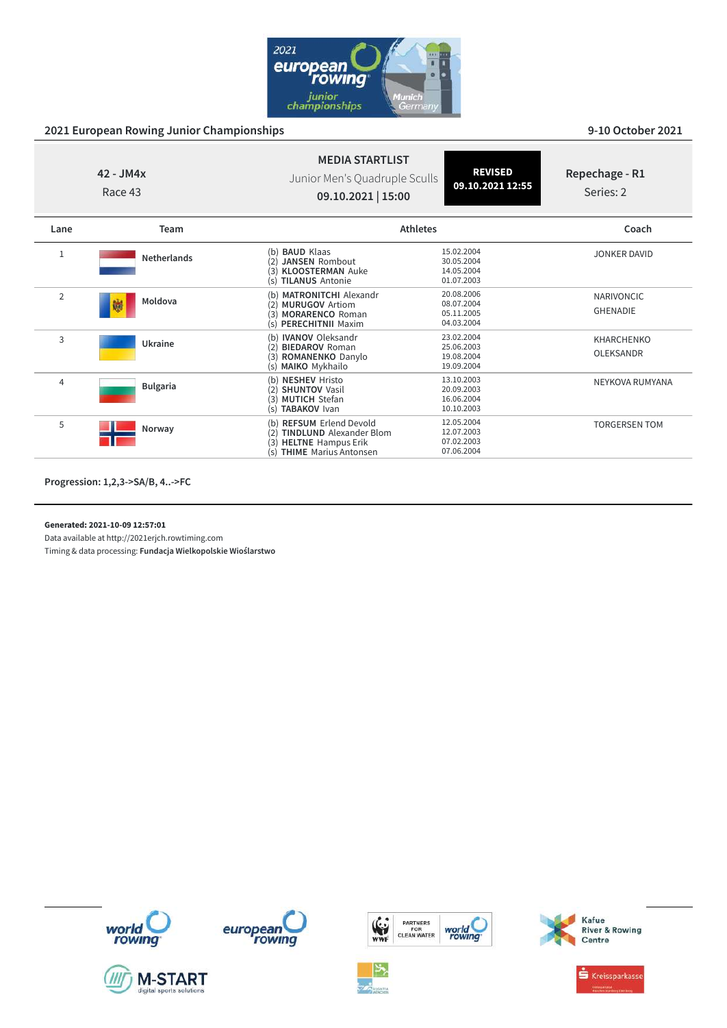## 2021 European Rowing Junior Championships

9-10 October 2021

**42 - JM4x**
Race 43

**MEDIA STARTLIST**
Junior Men's Quadruple Sculls
**09.10.2021 | 15:00**

**REVISED**
**09.10.2021 12:55**

**Repechage - R1**
Series: 2

| Lane | Team | Athletes | | Coach |
|---|---|---|---|---|
| 1 | Netherlands | (b) **BAUD** Klaas<br>(2) **JANSEN** Rombout<br>(3) **KLOOSTERMAN** Auke<br>(s) **TILANUS** Antonie | 15.02.2004<br>30.05.2004<br>14.05.2004<br>01.07.2003 | JONKER DAVID |
| 2 | Moldova | (b) **MATRONITCHI** Alexandr<br>(2) **MURUGOV** Artiom<br>(3) **MORARENCO** Roman<br>(s) **PERECHITNII** Maxim | 20.08.2006<br>08.07.2004<br>05.11.2005<br>04.03.2004 | NARIVONCIC<br>GHENADIE |
| 3 | Ukraine | (b) **IVANOV** Oleksandr<br>(2) **BIEDAROV** Roman<br>(3) **ROMANENKO** Danylo<br>(s) **MAIKO** Mykhailo | 23.02.2004<br>25.06.2003<br>19.08.2004<br>19.09.2004 | KHARCHENKO<br>OLEKSANDR |
| 4 | Bulgaria | (b) **NESHEV** Hristo<br>(2) **SHUNTOV** Vasil<br>(3) **MUTICH** Stefan<br>(s) **TABAKOV** Ivan | 13.10.2003<br>20.09.2003<br>16.06.2004<br>10.10.2003 | NEYKOVA RUMYANA |
| 5 | Norway | (b) **REFSUM** Erlend Devold<br>(2) **TINDLUND** Alexander Blom<br>(3) **HELTNE** Hampus Erik<br>(s) **THIME** Marius Antonsen | 12.05.2004<br>12.07.2003<br>07.02.2003<br>07.06.2004 | TORGERSEN TOM |

**Progression: 1,2,3->SA/B, 4..->FC**

**Generated: 2021-10-09 12:57:01**
Data available at http://2021erjch.rowtiming.com
Timing & data processing: **Fundacja Wielkopolskie Wioślarstwo**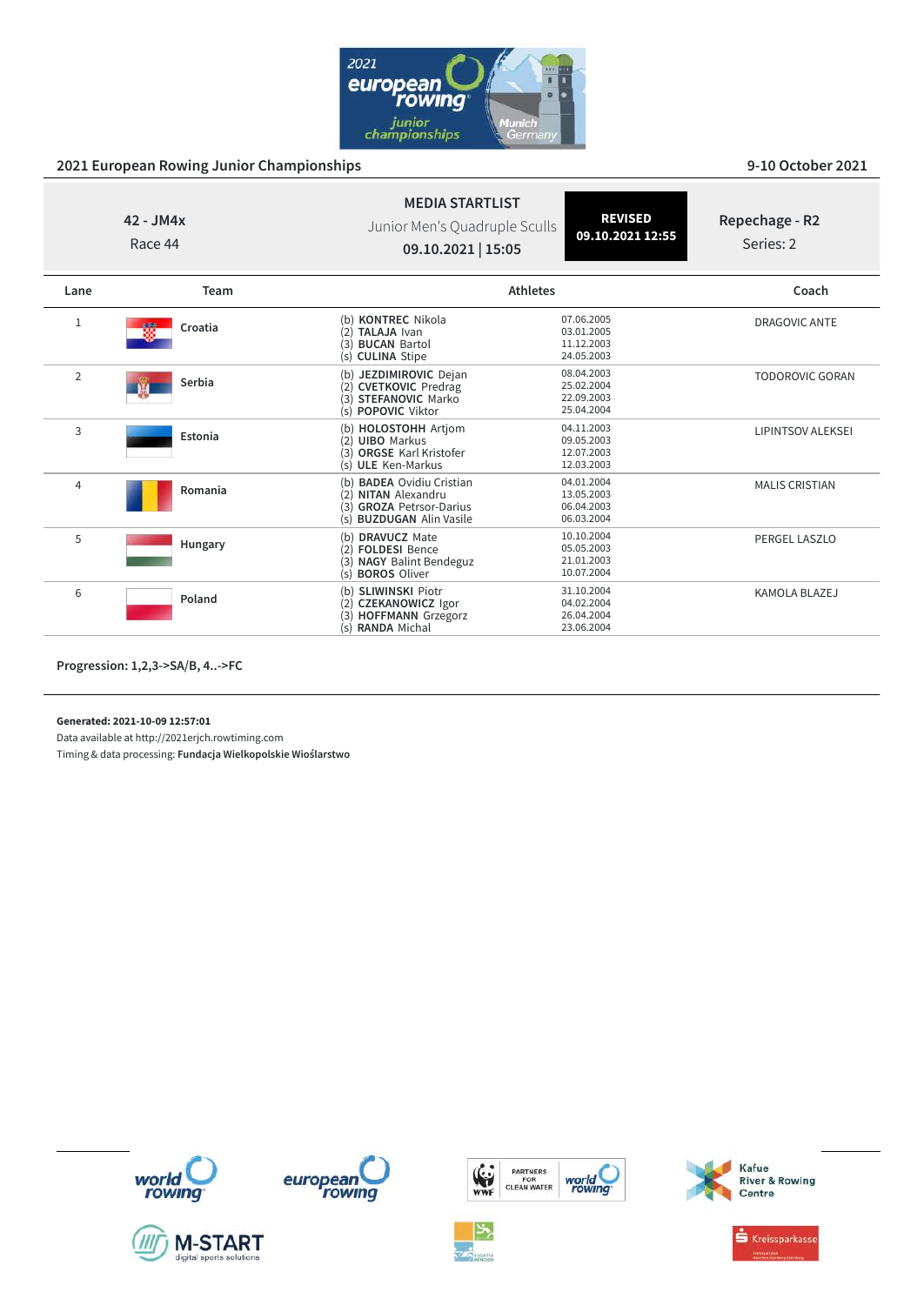## 2021 European Rowing Junior Championships

9-10 October 2021

**42 - JM4x**
Race 44

**MEDIA STARTLIST**
Junior Men's Quadruple Sculls
**09.10.2021 | 15:05**

**REVISED**
**09.10.2021 12:55**

**Repechage - R2**
Series: 2

| Lane | Team | Athletes | | Coach |
|---|---|---|---|---|
| 1 | Croatia | (b) **KONTREC** Nikola<br>(2) **TALAJA** Ivan<br>(3) **BUCAN** Bartol<br>(s) **CULINA** Stipe | 07.06.2005<br>03.01.2005<br>11.12.2003<br>24.05.2003 | DRAGOVIC ANTE |
| 2 | Serbia | (b) **JEZDIMIROVIC** Dejan<br>(2) **CVETKOVIC** Predrag<br>(3) **STEFANOVIC** Marko<br>(s) **POPOVIC** Viktor | 08.04.2003<br>25.02.2004<br>22.09.2003<br>25.04.2004 | TODOROVIC GORAN |
| 3 | Estonia | (b) **HOLOSTOHH** Artjom<br>(2) **UIBO** Markus<br>(3) **ORGSE** Karl Kristofer<br>(s) **ULE** Ken-Markus | 04.11.2003<br>09.05.2003<br>12.07.2003<br>12.03.2003 | LIPINTSOV ALEKSEI |
| 4 | Romania | (b) **BADEA** Ovidiu Cristian<br>(2) **NITAN** Alexandru<br>(3) **GROZA** Petrsor-Darius<br>(s) **BUZDUGAN** Alin Vasile | 04.01.2004<br>13.05.2003<br>06.04.2003<br>06.03.2004 | MALIS CRISTIAN |
| 5 | Hungary | (b) **DRAVUCZ** Mate<br>(2) **FOLDESI** Bence<br>(3) **NAGY** Balint Bendeguz<br>(s) **BOROS** Oliver | 10.10.2004<br>05.05.2003<br>21.01.2003<br>10.07.2004 | PERGEL LASZLO |
| 6 | Poland | (b) **SLIWINSKI** Piotr<br>(2) **CZEKANOWICZ** Igor<br>(3) **HOFFMANN** Grzegorz<br>(s) **RANDA** Michal | 31.10.2004<br>04.02.2004<br>26.04.2004<br>23.06.2004 | KAMOLA BLAZEJ |

**Progression: 1,2,3->SA/B, 4..->FC**

**Generated: 2021-10-09 12:57:01**
Data available at http://2021erjch.rowtiming.com
Timing & data processing: **Fundacja Wielkopolskie Wioślarstwo**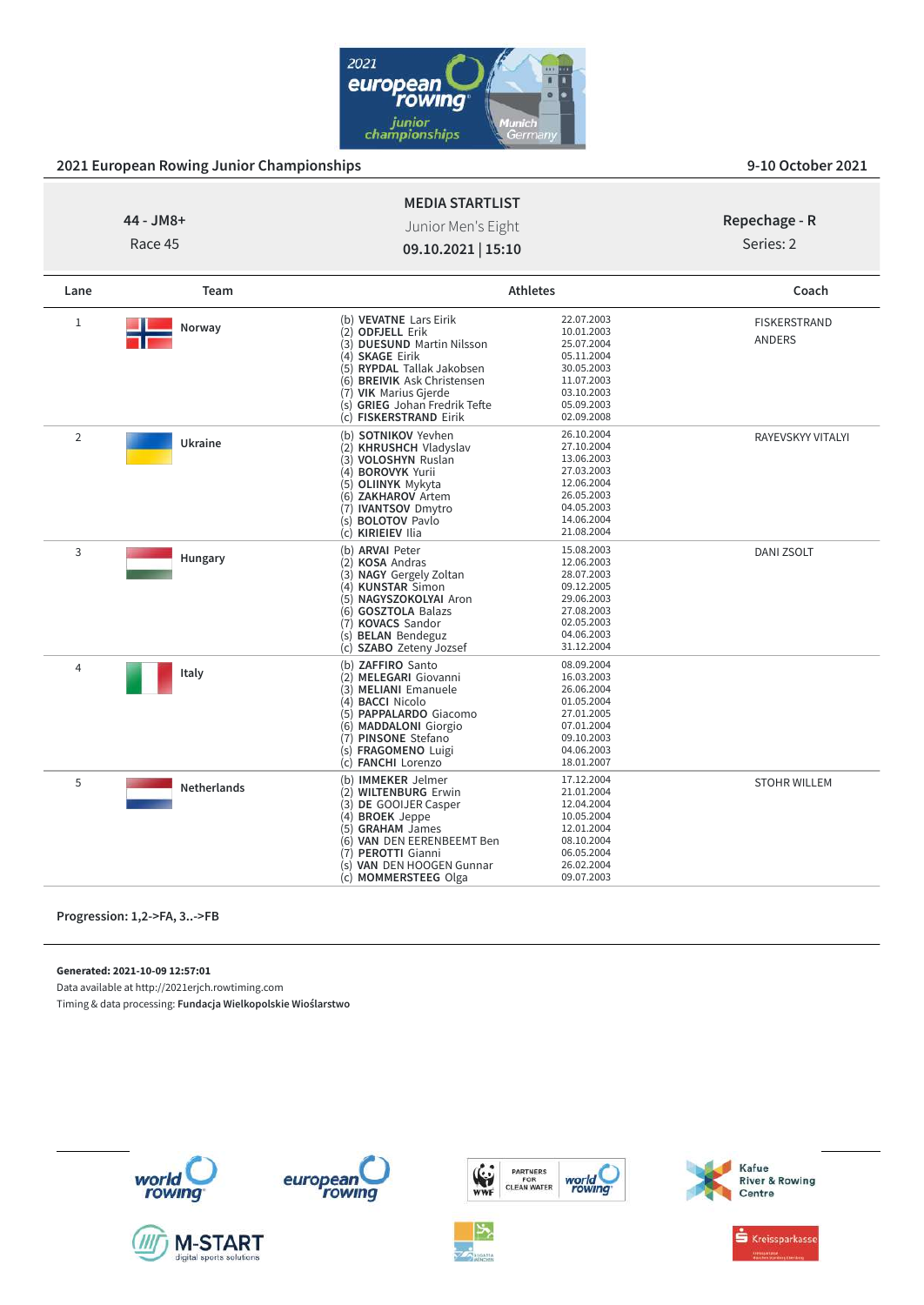## 2021 European Rowing Junior Championships

9-10 October 2021

**MEDIA STARTLIST**

Junior Men's Eight

**09.10.2021 | 15:10**

**44 - JM8+**

Race 45

**Repechage - R**

Series: 2

| Lane | Team | Athletes | | Coach |
|---|---|---|---|---|
| 1 | Norway | (b) **VEVATNE** Lars Eirik | 22.07.2003 | FISKERSTRAND ANDERS |
| | | (2) **ODFJELL** Erik | 10.01.2003 | |
| | | (3) **DUESUND** Martin Nilsson | 25.07.2004 | |
| | | (4) **SKAGE** Eirik | 05.11.2004 | |
| | | (5) **RYPDAL** Tallak Jakobsen | 30.05.2003 | |
| | | (6) **BREIVIK** Ask Christensen | 11.07.2003 | |
| | | (7) **VIK** Marius Gjerde | 03.10.2003 | |
| | | (s) **GRIEG** Johan Fredrik Tefte | 05.09.2003 | |
| | | (c) **FISKERSTRAND** Eirik | 02.09.2008 | |
| 2 | Ukraine | (b) **SOTNIKOV** Yevhen | 26.10.2004 | RAYEVSKYY VITALYI |
| | | (2) **KHRUSHCH** Vladyslav | 27.10.2004 | |
| | | (3) **VOLOSHYN** Ruslan | 13.06.2003 | |
| | | (4) **BOROVYK** Yurii | 27.03.2003 | |
| | | (5) **OLIINYK** Mykyta | 12.06.2004 | |
| | | (6) **ZAKHAROV** Artem | 26.05.2003 | |
| | | (7) **IVANTSOV** Dmytro | 04.05.2003 | |
| | | (s) **BOLOTOV** Pavlo | 14.06.2004 | |
| | | (c) **KIRIEIEV** Ilia | 21.08.2004 | |
| 3 | Hungary | (b) **ARVAI** Peter | 15.08.2003 | DANI ZSOLT |
| | | (2) **KOSA** Andras | 12.06.2003 | |
| | | (3) **NAGY** Gergely Zoltan | 28.07.2003 | |
| | | (4) **KUNSTAR** Simon | 09.12.2005 | |
| | | (5) **NAGYSZOKOLYAI** Aron | 29.06.2003 | |
| | | (6) **GOSZTOLA** Balazs | 27.08.2003 | |
| | | (7) **KOVACS** Sandor | 02.05.2003 | |
| | | (s) **BELAN** Bendeguz | 04.06.2003 | |
| | | (c) **SZABO** Zeteny Jozsef | 31.12.2004 | |
| 4 | Italy | (b) **ZAFFIRO** Santo | 08.09.2004 | |
| | | (2) **MELEGARI** Giovanni | 16.03.2003 | |
| | | (3) **MELIANI** Emanuele | 26.06.2004 | |
| | | (4) **BACCI** Nicolo | 01.05.2004 | |
| | | (5) **PAPPALARDO** Giacomo | 27.01.2005 | |
| | | (6) **MADDALONI** Giorgio | 07.01.2004 | |
| | | (7) **PINSONE** Stefano | 09.10.2003 | |
| | | (s) **FRAGOMENO** Luigi | 04.06.2003 | |
| | | (c) **FANCHI** Lorenzo | 18.01.2007 | |
| 5 | Netherlands | (b) **IMMEKER** Jelmer | 17.12.2004 | STOHR WILLEM |
| | | (2) **WILTENBURG** Erwin | 21.01.2004 | |
| | | (3) **DE GOOIJER** Casper | 12.04.2004 | |
| | | (4) **BROEK** Jeppe | 10.05.2004 | |
| | | (5) **GRAHAM** James | 12.01.2004 | |
| | | (6) **VAN DEN EERENBEEMT** Ben | 08.10.2004 | |
| | | (7) **PEROTTI** Gianni | 06.05.2004 | |
| | | (s) **VAN DEN HOOGEN** Gunnar | 26.02.2004 | |
| | | (c) **MOMMERSTEEG** Olga | 09.07.2003 | |

**Progression: 1,2->FA, 3..->FB**

**Generated: 2021-10-09 12:57:01**

Data available at http://2021erjch.rowtiming.com

Timing & data processing: **Fundacja Wielkopolskie Wioślarstwo**